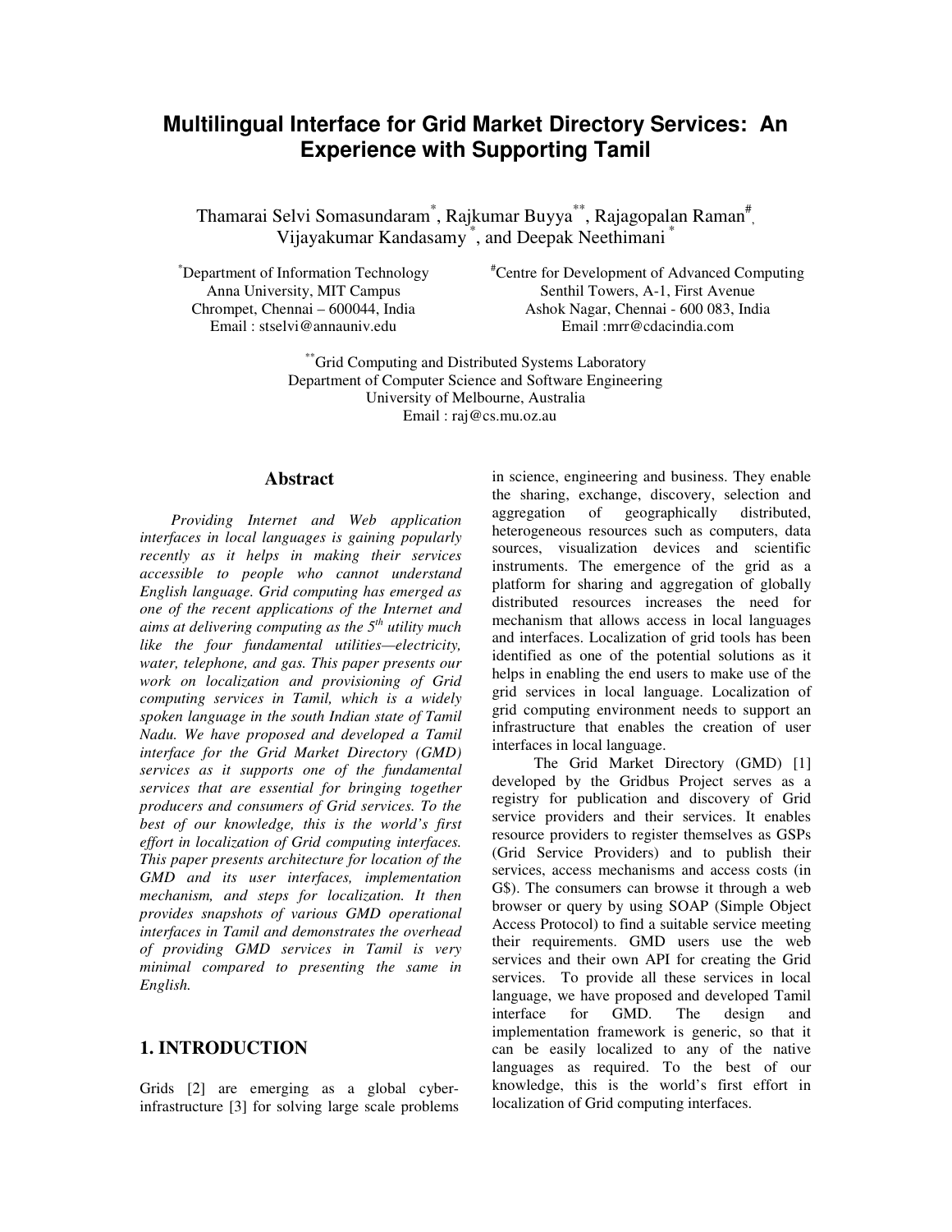# Multilingual Interface for Grid Market Directory Services: An Experience with Supporting Tamil

Thamarai Selvi Somasundaram[*], Rajkumar Buyya[**], Rajagopalan Raman[#], Vijayakumar Kandasamy [*], and Deepak Neethimani [*]

[*]Department of Information Technology
Anna University, MIT Campus
Chrompet, Chennai – 600044, India
Email : stselvi@annauniv.edu

[#]Centre for Development of Advanced Computing
Senthil Towers, A-1, First Avenue
Ashok Nagar, Chennai - 600 083, India
Email :mrr@cdacindia.com

[**]Grid Computing and Distributed Systems Laboratory
Department of Computer Science and Software Engineering
University of Melbourne, Australia
Email : raj@cs.mu.oz.au

## Abstract

*Providing Internet and Web application interfaces in local languages is gaining popularly recently as it helps in making their services accessible to people who cannot understand English language. Grid computing has emerged as one of the recent applications of the Internet and aims at delivering computing as the 5th utility much like the four fundamental utilities—electricity, water, telephone, and gas. This paper presents our work on localization and provisioning of Grid computing services in Tamil, which is a widely spoken language in the south Indian state of Tamil Nadu. We have proposed and developed a Tamil interface for the Grid Market Directory (GMD) services as it supports one of the fundamental services that are essential for bringing together producers and consumers of Grid services. To the best of our knowledge, this is the world's first effort in localization of Grid computing interfaces. This paper presents architecture for location of the GMD and its user interfaces, implementation mechanism, and steps for localization. It then provides snapshots of various GMD operational interfaces in Tamil and demonstrates the overhead of providing GMD services in Tamil is very minimal compared to presenting the same in English.*

## 1. INTRODUCTION

Grids [2] are emerging as a global cyber-infrastructure [3] for solving large scale problems in science, engineering and business. They enable the sharing, exchange, discovery, selection and aggregation of geographically distributed, heterogeneous resources such as computers, data sources, visualization devices and scientific instruments. The emergence of the grid as a platform for sharing and aggregation of globally distributed resources increases the need for mechanism that allows access in local languages and interfaces. Localization of grid tools has been identified as one of the potential solutions as it helps in enabling the end users to make use of the grid services in local language. Localization of grid computing environment needs to support an infrastructure that enables the creation of user interfaces in local language.

The Grid Market Directory (GMD) [1] developed by the Gridbus Project serves as a registry for publication and discovery of Grid service providers and their services. It enables resource providers to register themselves as GSPs (Grid Service Providers) and to publish their services, access mechanisms and access costs (in G$). The consumers can browse it through a web browser or query by using SOAP (Simple Object Access Protocol) to find a suitable service meeting their requirements. GMD users use the web services and their own API for creating the Grid services. To provide all these services in local language, we have proposed and developed Tamil interface for GMD. The design and implementation framework is generic, so that it can be easily localized to any of the native languages as required. To the best of our knowledge, this is the world's first effort in localization of Grid computing interfaces.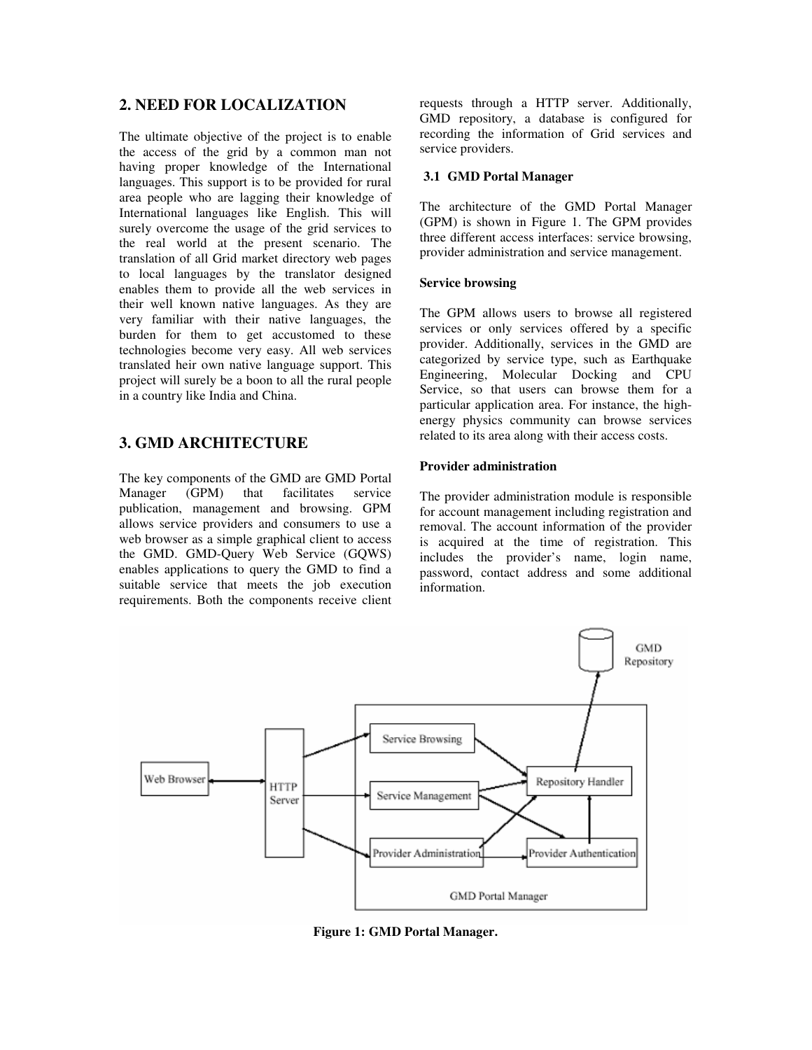## 2. NEED FOR LOCALIZATION

The ultimate objective of the project is to enable the access of the grid by a common man not having proper knowledge of the International languages. This support is to be provided for rural area people who are lagging their knowledge of International languages like English. This will surely overcome the usage of the grid services to the real world at the present scenario. The translation of all Grid market directory web pages to local languages by the translator designed enables them to provide all the web services in their well known native languages. As they are very familiar with their native languages, the burden for them to get accustomed to these technologies become very easy. All web services translated heir own native language support. This project will surely be a boon to all the rural people in a country like India and China.

## 3. GMD ARCHITECTURE

The key components of the GMD are GMD Portal Manager (GPM) that facilitates service publication, management and browsing. GPM allows service providers and consumers to use a web browser as a simple graphical client to access the GMD. GMD-Query Web Service (GQWS) enables applications to query the GMD to find a suitable service that meets the job execution requirements. Both the components receive client requests through a HTTP server. Additionally, GMD repository, a database is configured for recording the information of Grid services and service providers.

### 3.1 GMD Portal Manager

The architecture of the GMD Portal Manager (GPM) is shown in Figure 1. The GPM provides three different access interfaces: service browsing, provider administration and service management.

**Service browsing**

The GPM allows users to browse all registered services or only services offered by a specific provider. Additionally, services in the GMD are categorized by service type, such as Earthquake Engineering, Molecular Docking and CPU Service, so that users can browse them for a particular application area. For instance, the high-energy physics community can browse services related to its area along with their access costs.

**Provider administration**

The provider administration module is responsible for account management including registration and removal. The account information of the provider is acquired at the time of registration. This includes the provider's name, login name, password, contact address and some additional information.

**Figure 1: GMD Portal Manager.**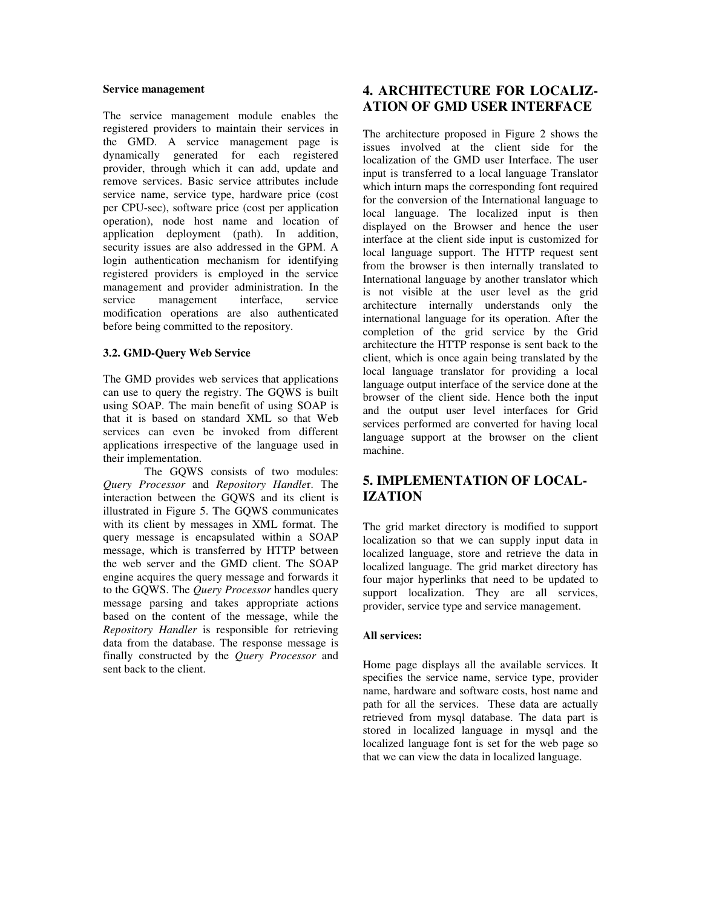**Service management**

The service management module enables the registered providers to maintain their services in the GMD. A service management page is dynamically generated for each registered provider, through which it can add, update and remove services. Basic service attributes include service name, service type, hardware price (cost per CPU-sec), software price (cost per application operation), node host name and location of application deployment (path). In addition, security issues are also addressed in the GPM. A login authentication mechanism for identifying registered providers is employed in the service management and provider administration. In the service management interface, service modification operations are also authenticated before being committed to the repository.

### 3.2. GMD-Query Web Service

The GMD provides web services that applications can use to query the registry. The GQWS is built using SOAP. The main benefit of using SOAP is that it is based on standard XML so that Web services can even be invoked from different applications irrespective of the language used in their implementation.

The GQWS consists of two modules: *Query Processor* and *Repository Handler*. The interaction between the GQWS and its client is illustrated in Figure 5. The GQWS communicates with its client by messages in XML format. The query message is encapsulated within a SOAP message, which is transferred by HTTP between the web server and the GMD client. The SOAP engine acquires the query message and forwards it to the GQWS. The *Query Processor* handles query message parsing and takes appropriate actions based on the content of the message, while the *Repository Handler* is responsible for retrieving data from the database. The response message is finally constructed by the *Query Processor* and sent back to the client.

## 4. ARCHITECTURE FOR LOCALIZATION OF GMD USER INTERFACE

The architecture proposed in Figure 2 shows the issues involved at the client side for the localization of the GMD user Interface. The user input is transferred to a local language Translator which inturn maps the corresponding font required for the conversion of the International language to local language. The localized input is then displayed on the Browser and hence the user interface at the client side input is customized for local language support. The HTTP request sent from the browser is then internally translated to International language by another translator which is not visible at the user level as the grid architecture internally understands only the international language for its operation. After the completion of the grid service by the Grid architecture the HTTP response is sent back to the client, which is once again being translated by the local language translator for providing a local language output interface of the service done at the browser of the client side. Hence both the input and the output user level interfaces for Grid services performed are converted for having local language support at the browser on the client machine.

## 5. IMPLEMENTATION OF LOCALIZATION

The grid market directory is modified to support localization so that we can supply input data in localized language, store and retrieve the data in localized language. The grid market directory has four major hyperlinks that need to be updated to support localization. They are all services, provider, service type and service management.

**All services:**

Home page displays all the available services. It specifies the service name, service type, provider name, hardware and software costs, host name and path for all the services. These data are actually retrieved from mysql database. The data part is stored in localized language in mysql and the localized language font is set for the web page so that we can view the data in localized language.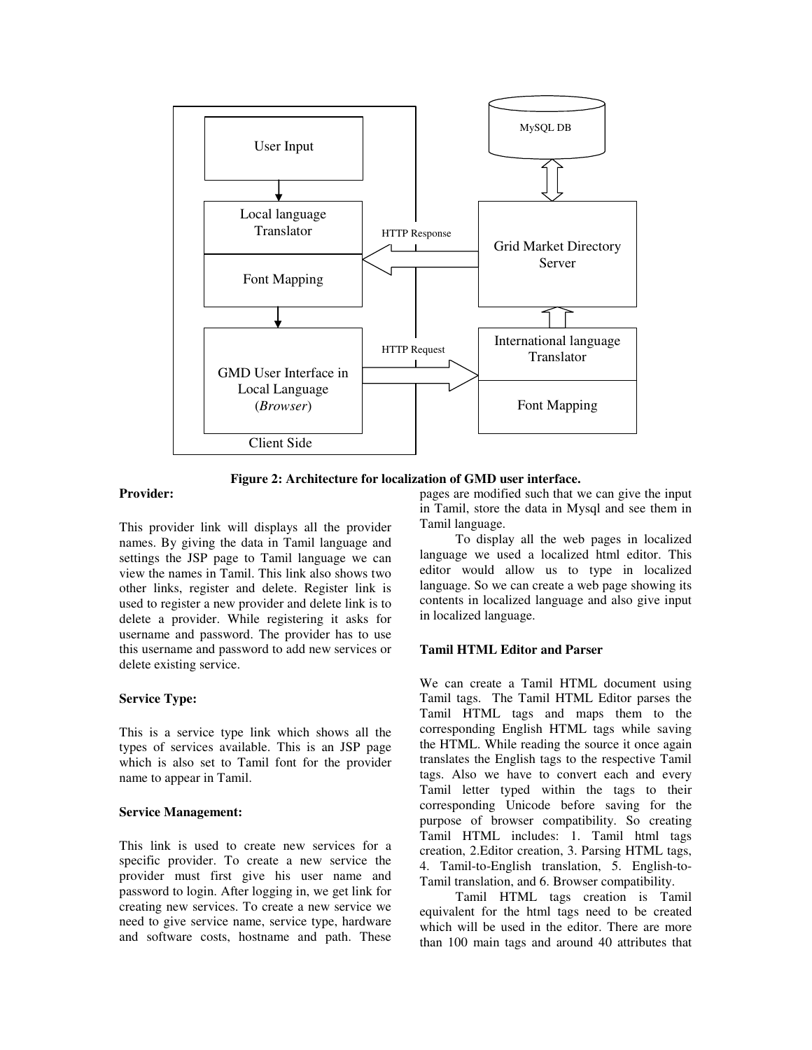**Figure 2: Architecture for localization of GMD user interface.**

**Provider:**

This provider link will displays all the provider names. By giving the data in Tamil language and settings the JSP page to Tamil language we can view the names in Tamil. This link also shows two other links, register and delete. Register link is used to register a new provider and delete link is to delete a provider. While registering it asks for username and password. The provider has to use this username and password to add new services or delete existing service.

**Service Type:**

This is a service type link which shows all the types of services available. This is an JSP page which is also set to Tamil font for the provider name to appear in Tamil.

**Service Management:**

This link is used to create new services for a specific provider. To create a new service the provider must first give his user name and password to login. After logging in, we get link for creating new services. To create a new service we need to give service name, service type, hardware and software costs, hostname and path. These pages are modified such that we can give the input in Tamil, store the data in Mysql and see them in Tamil language.

To display all the web pages in localized language we used a localized html editor. This editor would allow us to type in localized language. So we can create a web page showing its contents in localized language and also give input in localized language.

**Tamil HTML Editor and Parser**

We can create a Tamil HTML document using Tamil tags. The Tamil HTML Editor parses the Tamil HTML tags and maps them to the corresponding English HTML tags while saving the HTML. While reading the source it once again translates the English tags to the respective Tamil tags. Also we have to convert each and every Tamil letter typed within the tags to their corresponding Unicode before saving for the purpose of browser compatibility. So creating Tamil HTML includes: 1. Tamil html tags creation, 2.Editor creation, 3. Parsing HTML tags, 4. Tamil-to-English translation, 5. English-to-Tamil translation, and 6. Browser compatibility.

Tamil HTML tags creation is Tamil equivalent for the html tags need to be created which will be used in the editor. There are more than 100 main tags and around 40 attributes that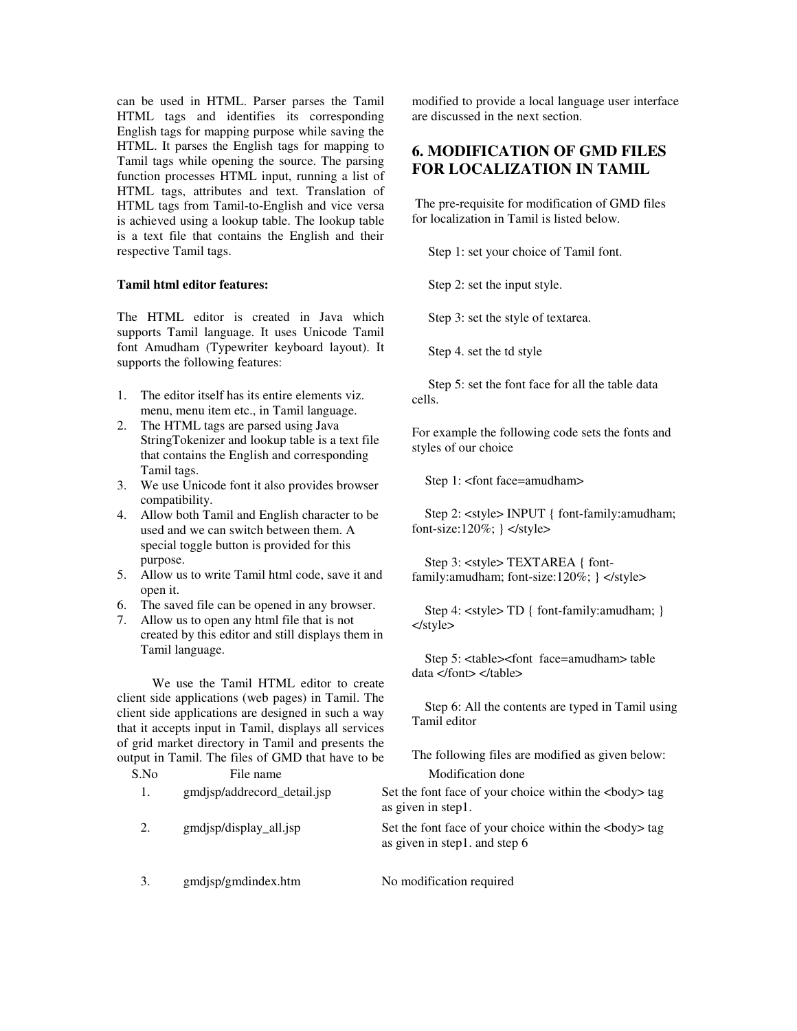can be used in HTML. Parser parses the Tamil HTML tags and identifies its corresponding English tags for mapping purpose while saving the HTML. It parses the English tags for mapping to Tamil tags while opening the source. The parsing function processes HTML input, running a list of HTML tags, attributes and text. Translation of HTML tags from Tamil-to-English and vice versa is achieved using a lookup table. The lookup table is a text file that contains the English and their respective Tamil tags.

**Tamil html editor features:**

The HTML editor is created in Java which supports Tamil language. It uses Unicode Tamil font Amudham (Typewriter keyboard layout). It supports the following features:

1. The editor itself has its entire elements viz. menu, menu item etc., in Tamil language.
2. The HTML tags are parsed using Java StringTokenizer and lookup table is a text file that contains the English and corresponding Tamil tags.
3. We use Unicode font it also provides browser compatibility.
4. Allow both Tamil and English character to be used and we can switch between them. A special toggle button is provided for this purpose.
5. Allow us to write Tamil html code, save it and open it.
6. The saved file can be opened in any browser.
7. Allow us to open any html file that is not created by this editor and still displays them in Tamil language.

We use the Tamil HTML editor to create client side applications (web pages) in Tamil. The client side applications are designed in such a way that it accepts input in Tamil, displays all services of grid market directory in Tamil and presents the output in Tamil. The files of GMD that have to be modified to provide a local language user interface are discussed in the next section.

## 6. MODIFICATION OF GMD FILES FOR LOCALIZATION IN TAMIL

The pre-requisite for modification of GMD files for localization in Tamil is listed below.

Step 1: set your choice of Tamil font.

Step 2: set the input style.

Step 3: set the style of textarea.

Step 4. set the td style

Step 5: set the font face for all the table data cells.

For example the following code sets the fonts and styles of our choice

Step 1: <font face=amudham>

Step 2: <style> INPUT { font-family:amudham; font-size:120%; } </style>

Step 3: <style> TEXTAREA { font-family:amudham; font-size:120%; } </style>

Step 4: <style> TD { font-family:amudham; } </style>

Step 5: <table><font face=amudham> table data </font> </table>

Step 6: All the contents are typed in Tamil using Tamil editor

The following files are modified as given below:

| S.No | File name | Modification done |
|---|---|---|
| 1. | gmdjsp/addrecord_detail.jsp | Set the font face of your choice within the <body> tag as given in step1. |
| 2. | gmdjsp/display_all.jsp | Set the font face of your choice within the <body> tag as given in step1. and step 6 |
| 3. | gmdjsp/gmdindex.htm | No modification required |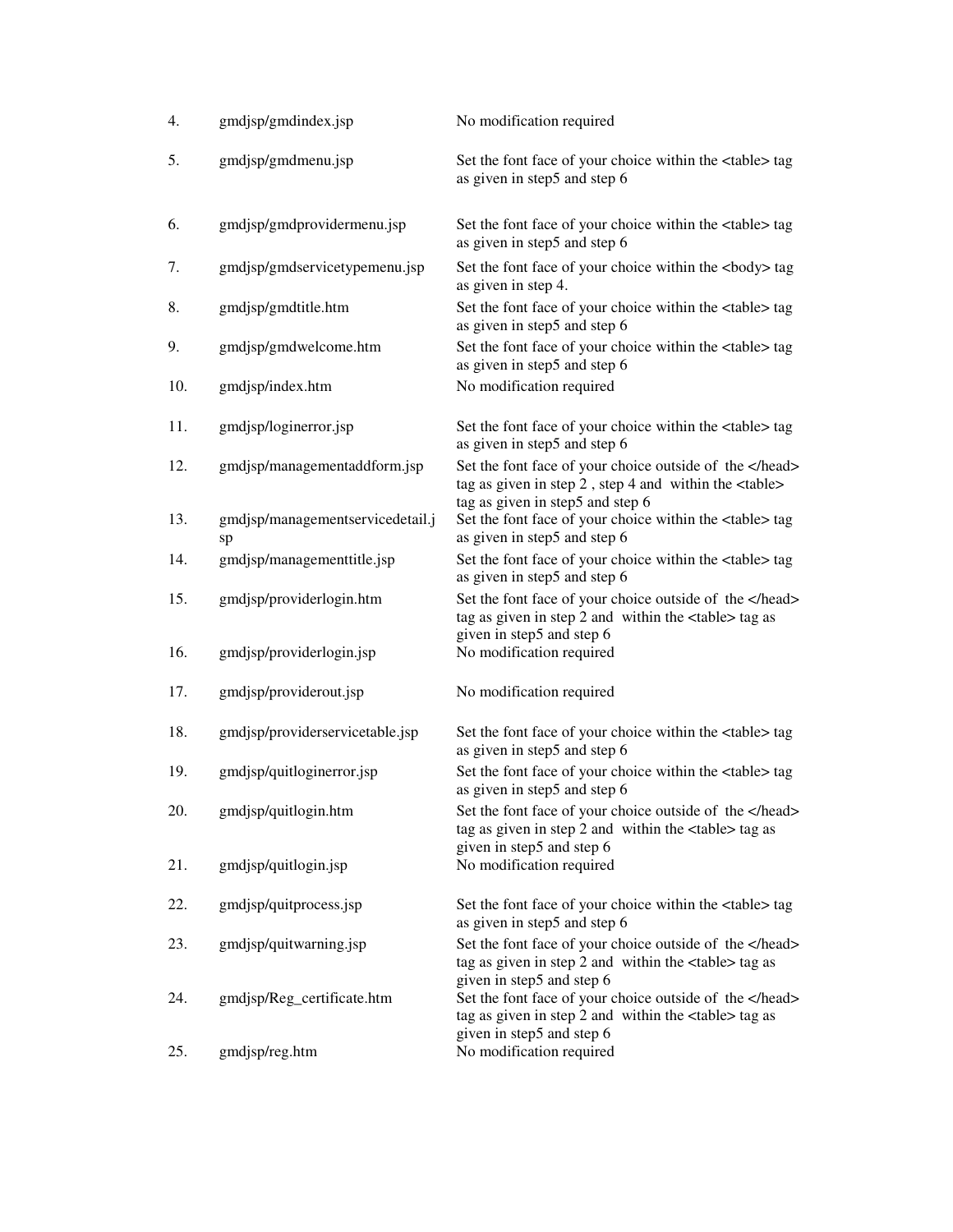| | | |
|---|---|---|
| 4. | gmdjsp/gmdindex.jsp | No modification required |
| 5. | gmdjsp/gmdmenu.jsp | Set the font face of your choice within the <table> tag as given in step5 and step 6 |
| 6. | gmdjsp/gmdprovidermenu.jsp | Set the font face of your choice within the <table> tag as given in step5 and step 6 |
| 7. | gmdjsp/gmdservicetypemenu.jsp | Set the font face of your choice within the <body> tag as given in step 4. |
| 8. | gmdjsp/gmdtitle.htm | Set the font face of your choice within the <table> tag as given in step5 and step 6 |
| 9. | gmdjsp/gmdwelcome.htm | Set the font face of your choice within the <table> tag as given in step5 and step 6 |
| 10. | gmdjsp/index.htm | No modification required |
| 11. | gmdjsp/loginerror.jsp | Set the font face of your choice within the <table> tag as given in step5 and step 6 |
| 12. | gmdjsp/managementaddform.jsp | Set the font face of your choice outside of the </head> tag as given in step 2 , step 4 and within the <table> tag as given in step5 and step 6 |
| 13. | gmdjsp/managementservicedetail.jsp | Set the font face of your choice within the <table> tag as given in step5 and step 6 |
| 14. | gmdjsp/managementtitle.jsp | Set the font face of your choice within the <table> tag as given in step5 and step 6 |
| 15. | gmdjsp/providerlogin.htm | Set the font face of your choice outside of the </head> tag as given in step 2 and within the <table> tag as given in step5 and step 6 |
| 16. | gmdjsp/providerlogin.jsp | No modification required |
| 17. | gmdjsp/providerout.jsp | No modification required |
| 18. | gmdjsp/providerservicetable.jsp | Set the font face of your choice within the <table> tag as given in step5 and step 6 |
| 19. | gmdjsp/quitloginerror.jsp | Set the font face of your choice within the <table> tag as given in step5 and step 6 |
| 20. | gmdjsp/quitlogin.htm | Set the font face of your choice outside of the </head> tag as given in step 2 and within the <table> tag as given in step5 and step 6 |
| 21. | gmdjsp/quitlogin.jsp | No modification required |
| 22. | gmdjsp/quitprocess.jsp | Set the font face of your choice within the <table> tag as given in step5 and step 6 |
| 23. | gmdjsp/quitwarning.jsp | Set the font face of your choice outside of the </head> tag as given in step 2 and within the <table> tag as given in step5 and step 6 |
| 24. | gmdjsp/Reg_certificate.htm | Set the font face of your choice outside of the </head> tag as given in step 2 and within the <table> tag as given in step5 and step 6 |
| 25. | gmdjsp/reg.htm | No modification required |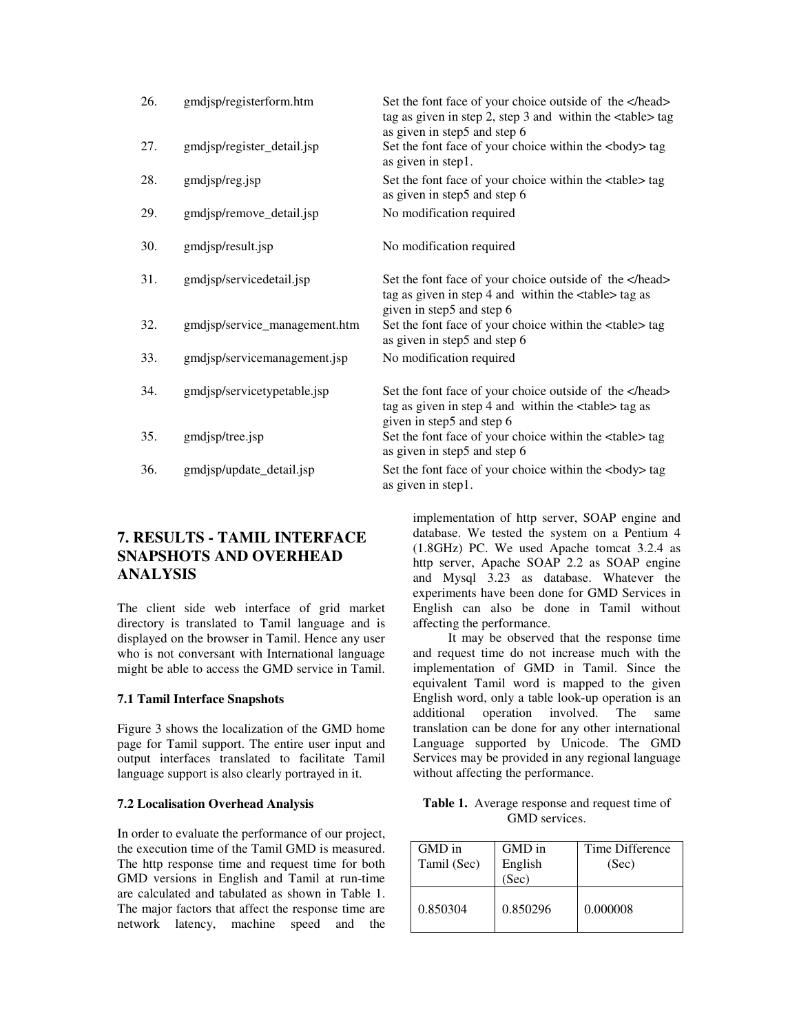| | | |
|---|---|---|
| 26. | gmdjsp/registerform.htm | Set the font face of your choice outside of the </head> tag as given in step 2, step 3 and within the <table> tag as given in step5 and step 6 |
| 27. | gmdjsp/register_detail.jsp | Set the font face of your choice within the <body> tag as given in step1. |
| 28. | gmdjsp/reg.jsp | Set the font face of your choice within the <table> tag as given in step5 and step 6 |
| 29. | gmdjsp/remove_detail.jsp | No modification required |
| 30. | gmdjsp/result.jsp | No modification required |
| 31. | gmdjsp/servicedetail.jsp | Set the font face of your choice outside of the </head> tag as given in step 4 and within the <table> tag as given in step5 and step 6 |
| 32. | gmdjsp/service_management.htm | Set the font face of your choice within the <table> tag as given in step5 and step 6 |
| 33. | gmdjsp/servicemanagement.jsp | No modification required |
| 34. | gmdjsp/servicetypetable.jsp | Set the font face of your choice outside of the </head> tag as given in step 4 and within the <table> tag as given in step5 and step 6 |
| 35. | gmdjsp/tree.jsp | Set the font face of your choice within the <table> tag as given in step5 and step 6 |
| 36. | gmdjsp/update_detail.jsp | Set the font face of your choice within the <body> tag as given in step1. |

## 7. RESULTS - TAMIL INTERFACE SNAPSHOTS AND OVERHEAD ANALYSIS

The client side web interface of grid market directory is translated to Tamil language and is displayed on the browser in Tamil. Hence any user who is not conversant with International language might be able to access the GMD service in Tamil.

### 7.1 Tamil Interface Snapshots

Figure 3 shows the localization of the GMD home page for Tamil support. The entire user input and output interfaces translated to facilitate Tamil language support is also clearly portrayed in it.

### 7.2 Localisation Overhead Analysis

In order to evaluate the performance of our project, the execution time of the Tamil GMD is measured. The http response time and request time for both GMD versions in English and Tamil at run-time are calculated and tabulated as shown in Table 1. The major factors that affect the response time are network latency, machine speed and the implementation of http server, SOAP engine and database. We tested the system on a Pentium 4 (1.8GHz) PC. We used Apache tomcat 3.2.4 as http server, Apache SOAP 2.2 as SOAP engine and Mysql 3.23 as database. Whatever the experiments have been done for GMD Services in English can also be done in Tamil without affecting the performance.

It may be observed that the response time and request time do not increase much with the implementation of GMD in Tamil. Since the equivalent Tamil word is mapped to the given English word, only a table look-up operation is an additional operation involved. The same translation can be done for any other international Language supported by Unicode. The GMD Services may be provided in any regional language without affecting the performance.

**Table 1.** Average response and request time of GMD services.

| GMD in Tamil (Sec) | GMD in English (Sec) | Time Difference (Sec) |
|---|---|---|
| 0.850304 | 0.850296 | 0.000008 |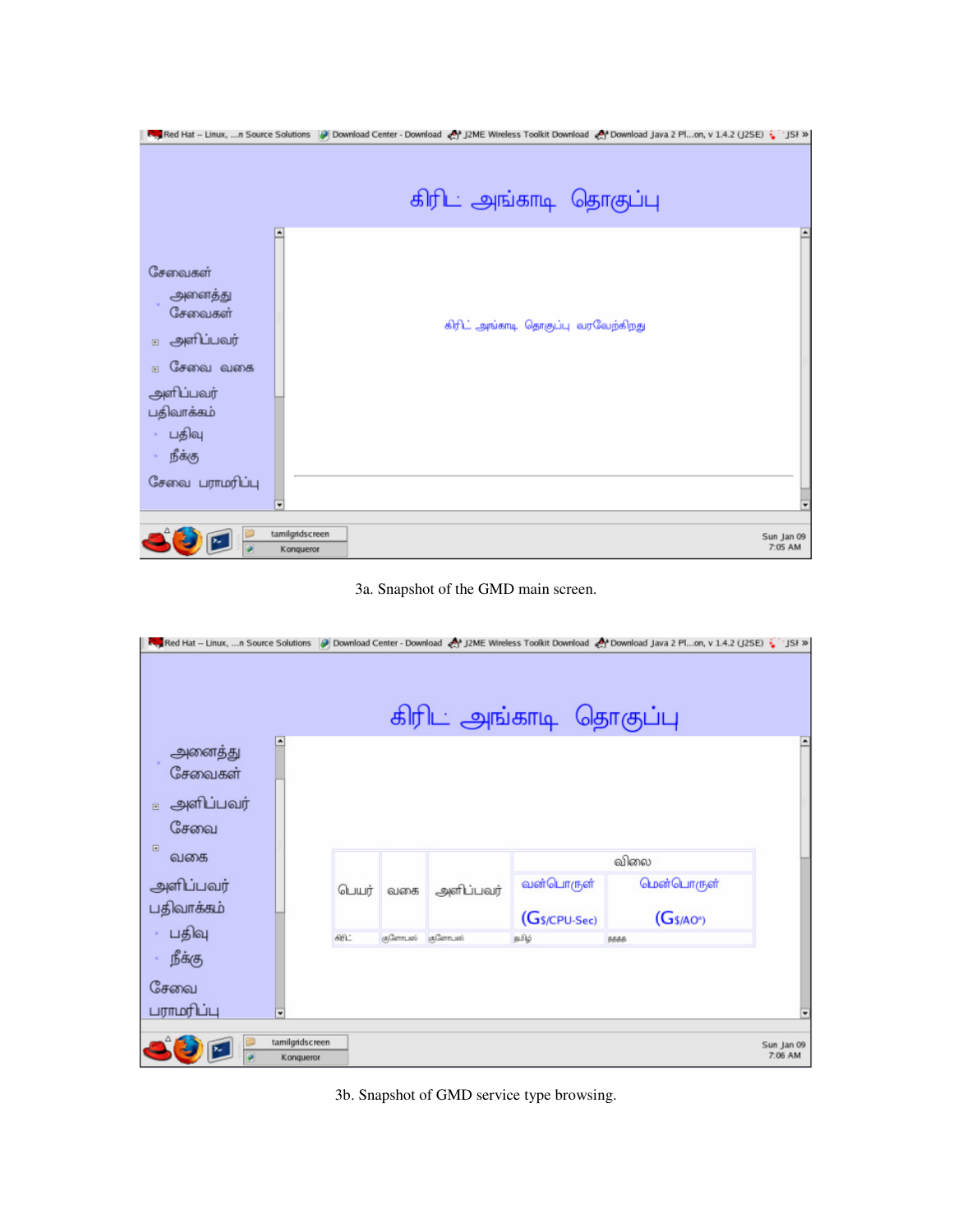கிரிட் அங்காடி தொகுப்பு

சேவைகள்

- அனைத்து சேவைகள்
- அளிப்பவர்
- சேவை வகை

அளிப்பவர் பதிவாக்கம்

- பதிவு
- நீக்கு

சேவை பராமரிப்பு

கிரிட் அங்காடி தொகுப்பு வரவேற்கிறது

3a. Snapshot of the GMD main screen.

கிரிட் அங்காடி தொகுப்பு

- அனைத்து சேவைகள்
- அளிப்பவர்
- சேவை வகை

அளிப்பவர் பதிவாக்கம்

- பதிவு
- நீக்கு

சேவை பராமரிப்பு

| பெயர் | வகை | அளிப்பவர் | விலை | |
|---|---|---|---|---|
| | | | வன்பொருள் (G$/CPU-Sec) | மென்பொருள் (G$/AO*) |
| கிரிட் | குளோபஸ் | குளோபஸ் | தமிழ் | ßßßß |

3b. Snapshot of GMD service type browsing.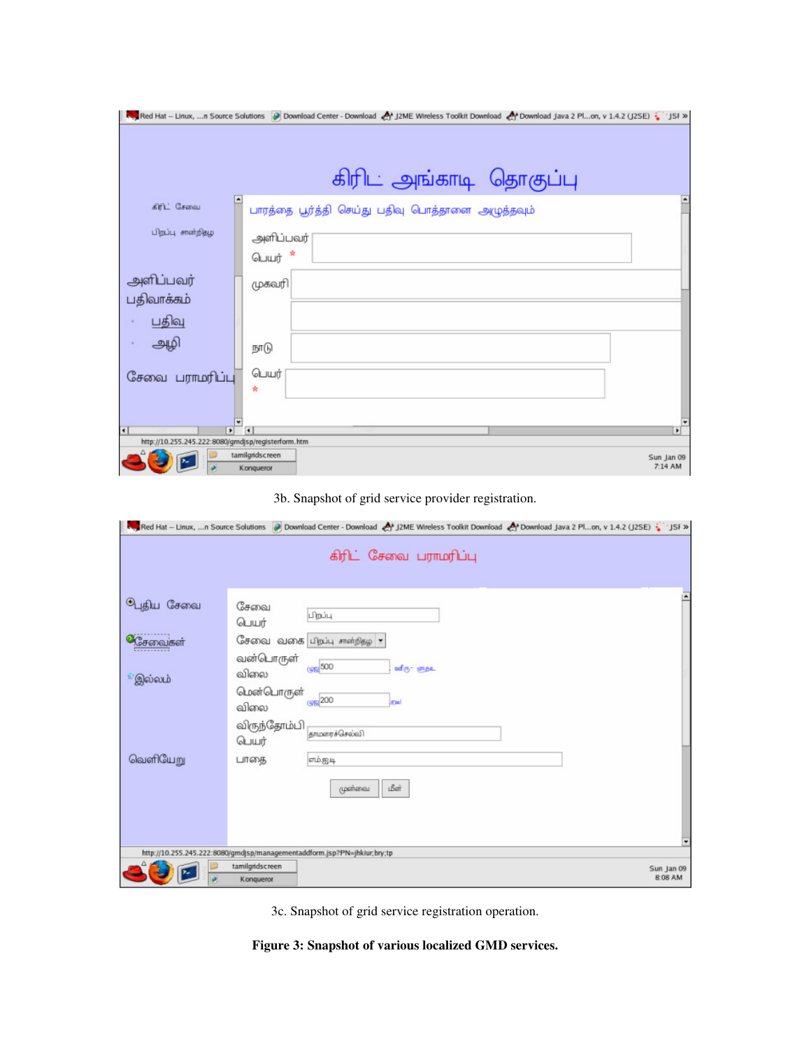3b. Snapshot of grid service provider registration.

3c. Snapshot of grid service registration operation.

**Figure 3: Snapshot of various localized GMD services.**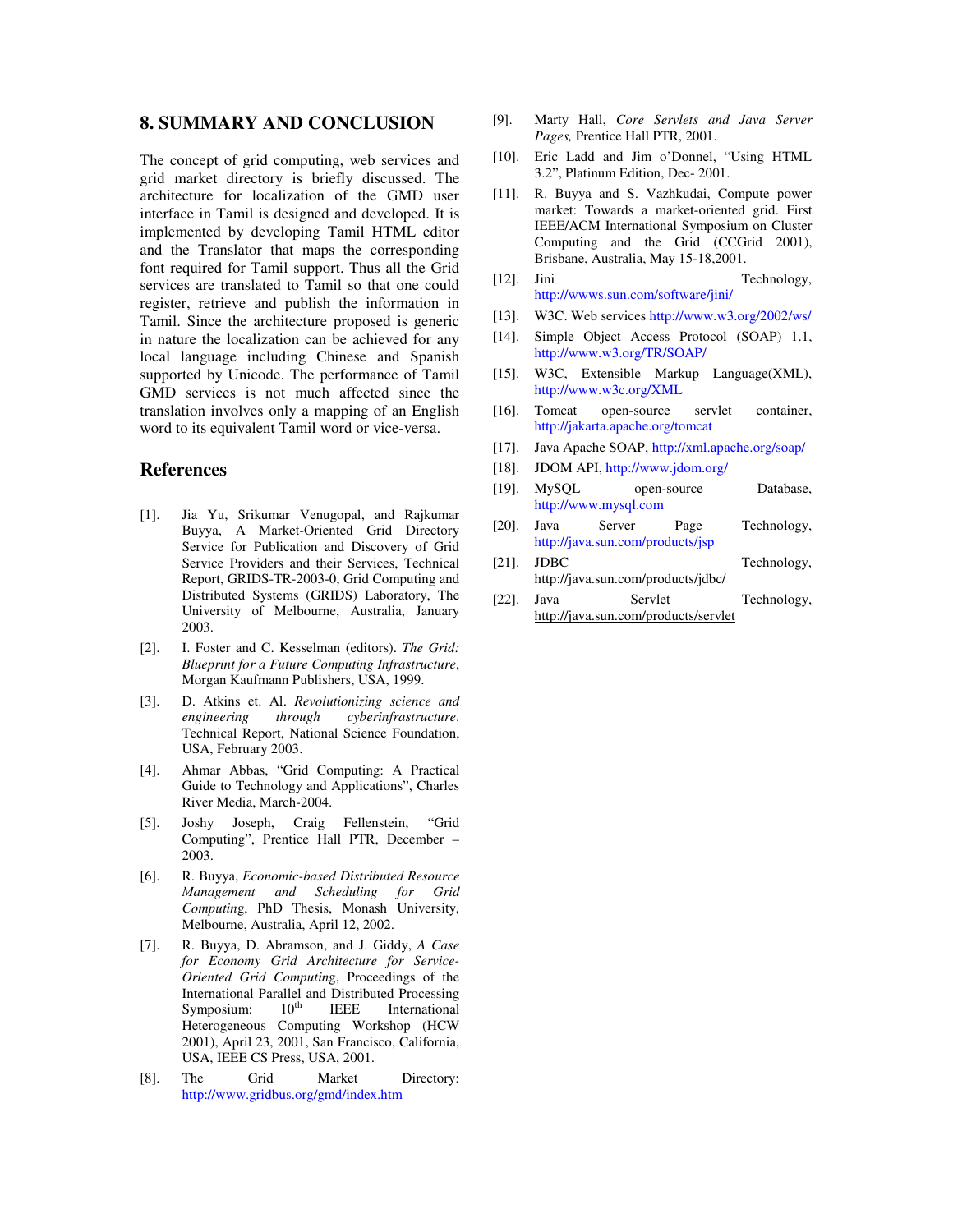## 8. SUMMARY AND CONCLUSION

The concept of grid computing, web services and grid market directory is briefly discussed. The architecture for localization of the GMD user interface in Tamil is designed and developed. It is implemented by developing Tamil HTML editor and the Translator that maps the corresponding font required for Tamil support. Thus all the Grid services are translated to Tamil so that one could register, retrieve and publish the information in Tamil. Since the architecture proposed is generic in nature the localization can be achieved for any local language including Chinese and Spanish supported by Unicode. The performance of Tamil GMD services is not much affected since the translation involves only a mapping of an English word to its equivalent Tamil word or vice-versa.

## References

[1]. Jia Yu, Srikumar Venugopal, and Rajkumar Buyya, A Market-Oriented Grid Directory Service for Publication and Discovery of Grid Service Providers and their Services, Technical Report, GRIDS-TR-2003-0, Grid Computing and Distributed Systems (GRIDS) Laboratory, The University of Melbourne, Australia, January 2003.

[2]. I. Foster and C. Kesselman (editors). *The Grid: Blueprint for a Future Computing Infrastructure*, Morgan Kaufmann Publishers, USA, 1999.

[3]. D. Atkins et. Al. *Revolutionizing science and engineering through cyberinfrastructure*. Technical Report, National Science Foundation, USA, February 2003.

[4]. Ahmar Abbas, "Grid Computing: A Practical Guide to Technology and Applications", Charles River Media, March-2004.

[5]. Joshy Joseph, Craig Fellenstein, "Grid Computing", Prentice Hall PTR, December – 2003.

[6]. R. Buyya, *Economic-based Distributed Resource Management and Scheduling for Grid Computing*, PhD Thesis, Monash University, Melbourne, Australia, April 12, 2002.

[7]. R. Buyya, D. Abramson, and J. Giddy, *A Case for Economy Grid Architecture for Service-Oriented Grid Computing*, Proceedings of the International Parallel and Distributed Processing Symposium: 10th IEEE International Heterogeneous Computing Workshop (HCW 2001), April 23, 2001, San Francisco, California, USA, IEEE CS Press, USA, 2001.

[8]. The Grid Market Directory: http://www.gridbus.org/gmd/index.htm

[9]. Marty Hall, *Core Servlets and Java Server Pages,* Prentice Hall PTR, 2001.

[10]. Eric Ladd and Jim o'Donnel, "Using HTML 3.2", Platinum Edition, Dec- 2001.

[11]. R. Buyya and S. Vazhkudai, Compute power market: Towards a market-oriented grid. First IEEE/ACM International Symposium on Cluster Computing and the Grid (CCGrid 2001), Brisbane, Australia, May 15-18,2001.

[12]. Jini Technology, http://wwws.sun.com/software/jini/

[13]. W3C. Web services http://www.w3.org/2002/ws/

[14]. Simple Object Access Protocol (SOAP) 1.1, http://www.w3.org/TR/SOAP/

[15]. W3C, Extensible Markup Language(XML), http://www.w3c.org/XML

[16]. Tomcat open-source servlet container, http://jakarta.apache.org/tomcat

[17]. Java Apache SOAP, http://xml.apache.org/soap/

[18]. JDOM API, http://www.jdom.org/

[19]. MySQL open-source Database, http://www.mysql.com

[20]. Java Server Page Technology, http://java.sun.com/products/jsp

[21]. JDBC Technology, http://java.sun.com/products/jdbc/

[22]. Java Servlet Technology, http://java.sun.com/products/servlet